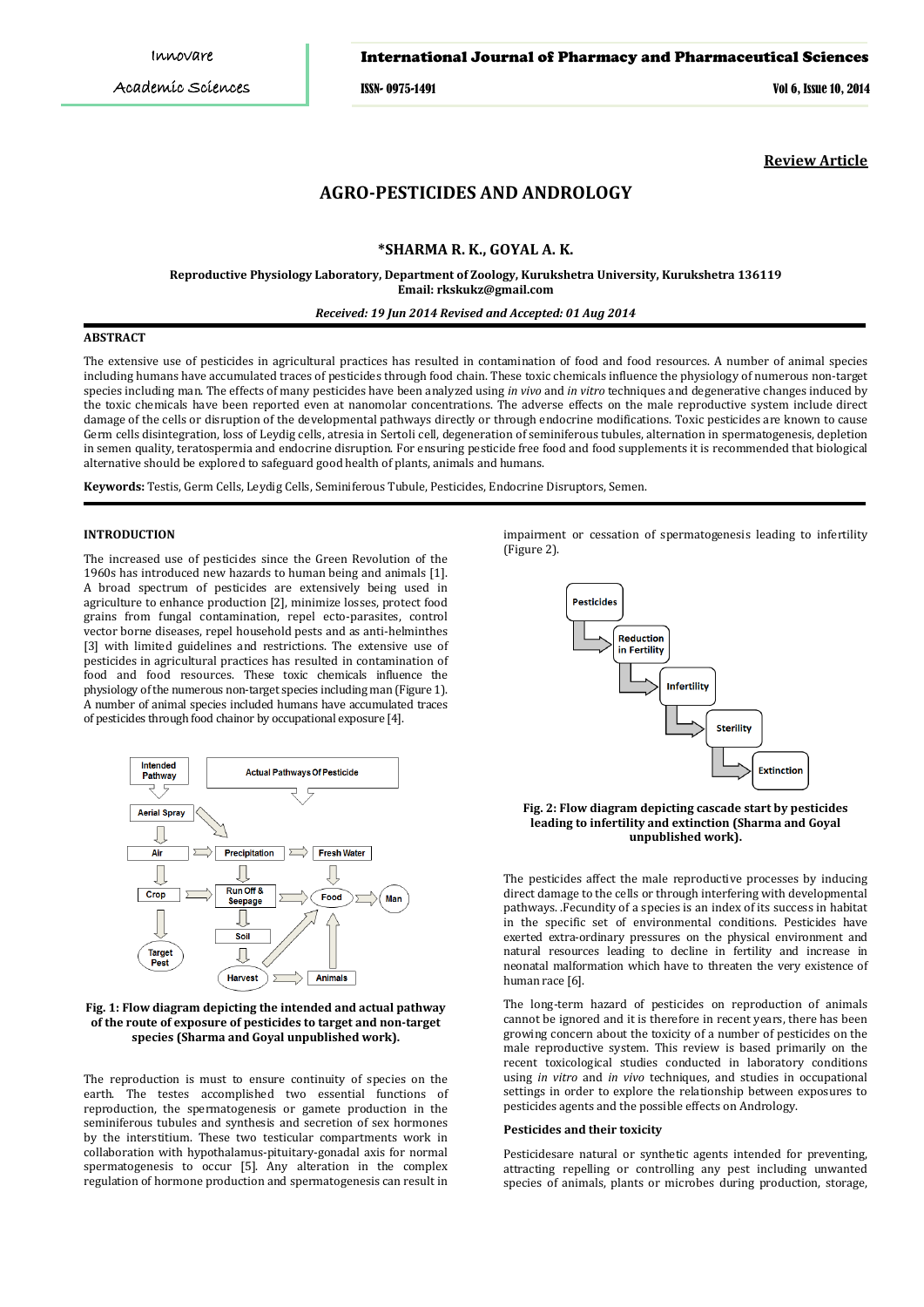Review Article

# AGRO-PESTICIDES AND ANDROLOGY

**\*SHARMA R. K., GOYAL A. K.**

**Reproductive Physiology Laboratory, Department of Zoology, Kurukshetra University, Kurukshetra 136119**
**Email: rkskukz@gmail.com**

***Received: 19 Jun 2014 Revised and Accepted: 01 Aug 2014***

## ABSTRACT

The extensive use of pesticides in agricultural practices has resulted in contamination of food and food resources. A number of animal species including humans have accumulated traces of pesticides through food chain. These toxic chemicals influence the physiology of numerous non-target species including man. The effects of many pesticides have been analyzed using *in vivo* and *in vitro* techniques and degenerative changes induced by the toxic chemicals have been reported even at nanomolar concentrations. The adverse effects on the male reproductive system include direct damage of the cells or disruption of the developmental pathways directly or through endocrine modifications. Toxic pesticides are known to cause Germ cells disintegration, loss of Leydig cells, atresia in Sertoli cell, degeneration of seminiferous tubules, alternation in spermatogenesis, depletion in semen quality, teratospermia and endocrine disruption. For ensuring pesticide free food and food supplements it is recommended that biological alternative should be explored to safeguard good health of plants, animals and humans.

**Keywords:** Testis, Germ Cells, Leydig Cells, Seminiferous Tubule, Pesticides, Endocrine Disruptors, Semen.

## INTRODUCTION

The increased use of pesticides since the Green Revolution of the 1960s has introduced new hazards to human being and animals [1]. A broad spectrum of pesticides are extensively being used in agriculture to enhance production [2], minimize losses, protect food grains from fungal contamination, repel ecto-parasites, control vector borne diseases, repel household pests and as anti-helminthes [3] with limited guidelines and restrictions. The extensive use of pesticides in agricultural practices has resulted in contamination of food and food resources. These toxic chemicals influence the physiology of the numerous non-target species including man (Figure 1). A number of animal species included humans have accumulated traces of pesticides through food chainor by occupational exposure [4].

**Fig. 1: Flow diagram depicting the intended and actual pathway of the route of exposure of pesticides to target and non-target species (Sharma and Goyal unpublished work).**

The reproduction is must to ensure continuity of species on the earth. The testes accomplished two essential functions of reproduction, the spermatogenesis or gamete production in the seminiferous tubules and synthesis and secretion of sex hormones by the interstitium. These two testicular compartments work in collaboration with hypothalamus-pituitary-gonadal axis for normal spermatogenesis to occur [5]. Any alteration in the complex regulation of hormone production and spermatogenesis can result in impairment or cessation of spermatogenesis leading to infertility (Figure 2).

**Fig. 2: Flow diagram depicting cascade start by pesticides leading to infertility and extinction (Sharma and Goyal unpublished work).**

The pesticides affect the male reproductive processes by inducing direct damage to the cells or through interfering with developmental pathways. .Fecundity of a species is an index of its success in habitat in the specific set of environmental conditions. Pesticides have exerted extra-ordinary pressures on the physical environment and natural resources leading to decline in fertility and increase in neonatal malformation which have to threaten the very existence of human race [6].

The long-term hazard of pesticides on reproduction of animals cannot be ignored and it is therefore in recent years, there has been growing concern about the toxicity of a number of pesticides on the male reproductive system. This review is based primarily on the recent toxicological studies conducted in laboratory conditions using *in vitro* and *in vivo* techniques, and studies in occupational settings in order to explore the relationship between exposures to pesticides agents and the possible effects on Andrology.

### Pesticides and their toxicity

Pesticidesare natural or synthetic agents intended for preventing, attracting repelling or controlling any pest including unwanted species of animals, plants or microbes during production, storage,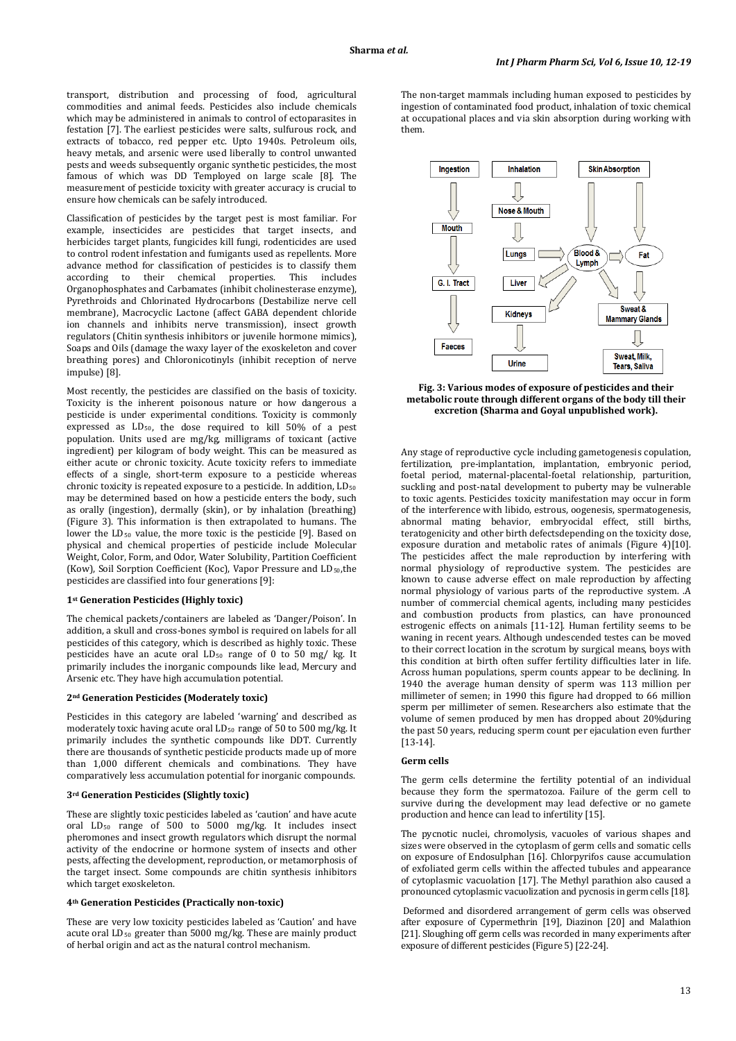transport, distribution and processing of food, agricultural commodities and animal feeds. Pesticides also include chemicals which may be administered in animals to control of ectoparasites in festation [7]. The earliest pesticides were salts, sulfurous rock, and extracts of tobacco, red pepper etc. Upto 1940s. Petroleum oils, heavy metals, and arsenic were used liberally to control unwanted pests and weeds subsequently organic synthetic pesticides, the most famous of which was DD Temployed on large scale [8]. The measurement of pesticide toxicity with greater accuracy is crucial to ensure how chemicals can be safely introduced.

Classification of pesticides by the target pest is most familiar. For example, insecticides are pesticides that target insects, and herbicides target plants, fungicides kill fungi, rodenticides are used to control rodent infestation and fumigants used as repellents. More advance method for classification of pesticides is to classify them according to their chemical properties. This includes Organophosphates and Carbamates (inhibit cholinesterase enzyme), Pyrethroids and Chlorinated Hydrocarbons (Destabilize nerve cell membrane), Macrocyclic Lactone (affect GABA dependent chloride ion channels and inhibits nerve transmission), insect growth regulators (Chitin synthesis inhibitors or juvenile hormone mimics), Soaps and Oils (damage the waxy layer of the exoskeleton and cover breathing pores) and Chloronicotinyls (inhibit reception of nerve impulse) [8].

Most recently, the pesticides are classified on the basis of toxicity. Toxicity is the inherent poisonous nature or how dangerous a pesticide is under experimental conditions. Toxicity is commonly expressed as $LD_{50}$, the dose required to kill 50% of a pest population. Units used are mg/kg, milligrams of toxicant (active ingredient) per kilogram of body weight. This can be measured as either acute or chronic toxicity. Acute toxicity refers to immediate effects of a single, short-term exposure to a pesticide whereas chronic toxicity is repeated exposure to a pesticide. In addition, $LD_{50}$ may be determined based on how a pesticide enters the body, such as orally (ingestion), dermally (skin), or by inhalation (breathing) (Figure 3). This information is then extrapolated to humans. The lower the $LD_{50}$ value, the more toxic is the pesticide [9]. Based on physical and chemical properties of pesticide include Molecular Weight, Color, Form, and Odor, Water Solubility, Partition Coefficient (Kow), Soil Sorption Coefficient (Koc), Vapor Pressure and $LD_{50}$,the pesticides are classified into four generations [9]:

#### 1st Generation Pesticides (Highly toxic)

The chemical packets/containers are labeled as 'Danger/Poison'. In addition, a skull and cross-bones symbol is required on labels for all pesticides of this category, which is described as highly toxic. These pesticides have an acute oral $LD_{50}$ range of 0 to 50 mg/ kg. It primarily includes the inorganic compounds like lead, Mercury and Arsenic etc. They have high accumulation potential.

#### 2nd Generation Pesticides (Moderately toxic)

Pesticides in this category are labeled 'warning' and described as moderately toxic having acute oral $LD_{50}$ range of 50 to 500 mg/kg. It primarily includes the synthetic compounds like DDT. Currently there are thousands of synthetic pesticide products made up of more than 1,000 different chemicals and combinations. They have comparatively less accumulation potential for inorganic compounds.

#### 3rd Generation Pesticides (Slightly toxic)

These are slightly toxic pesticides labeled as 'caution' and have acute oral $LD_{50}$ range of 500 to 5000 mg/kg. It includes insect pheromones and insect growth regulators which disrupt the normal activity of the endocrine or hormone system of insects and other pests, affecting the development, reproduction, or metamorphosis of the target insect. Some compounds are chitin synthesis inhibitors which target exoskeleton.

#### 4th Generation Pesticides (Practically non-toxic)

These are very low toxicity pesticides labeled as 'Caution' and have acute oral $LD_{50}$ greater than 5000 mg/kg. These are mainly product of herbal origin and act as the natural control mechanism.

The non-target mammals including human exposed to pesticides by ingestion of contaminated food product, inhalation of toxic chemical at occupational places and via skin absorption during working with them.

Fig. 3: Various modes of exposure of pesticides and their metabolic route through different organs of the body till their excretion (Sharma and Goyal unpublished work).

Any stage of reproductive cycle including gametogenesis copulation, fertilization, pre-implantation, implantation, embryonic period, foetal period, maternal-placental-foetal relationship, parturition, suckling and post-natal development to puberty may be vulnerable to toxic agents. Pesticides toxicity manifestation may occur in form of the interference with libido, estrous, oogenesis, spermatogenesis, abnormal mating behavior, embryocidal effect, still births, teratogenicity and other birth defectsdepending on the toxicity dose, exposure duration and metabolic rates of animals (Figure 4)[10]. The pesticides affect the male reproduction by interfering with normal physiology of reproductive system. The pesticides are known to cause adverse effect on male reproduction by affecting normal physiology of various parts of the reproductive system. .A number of commercial chemical agents, including many pesticides and combustion products from plastics, can have pronounced estrogenic effects on animals [11-12]. Human fertility seems to be waning in recent years. Although undescended testes can be moved to their correct location in the scrotum by surgical means, boys with this condition at birth often suffer fertility difficulties later in life. Across human populations, sperm counts appear to be declining. In 1940 the average human density of sperm was 113 million per millimeter of semen; in 1990 this figure had dropped to 66 million sperm per millimeter of semen. Researchers also estimate that the volume of semen produced by men has dropped about 20%during the past 50 years, reducing sperm count per ejaculation even further [13-14].

#### Germ cells

The germ cells determine the fertility potential of an individual because they form the spermatozoa. Failure of the germ cell to survive during the development may lead defective or no gamete production and hence can lead to infertility [15].

The pycnotic nuclei, chromolysis, vacuoles of various shapes and sizes were observed in the cytoplasm of germ cells and somatic cells on exposure of Endosulphan [16]. Chlorpyrifos cause accumulation of exfoliated germ cells within the affected tubules and appearance of cytoplasmic vacuolation [17]. The Methyl parathion also caused a pronounced cytoplasmic vacuolization and pycnosis in germ cells [18].

Deformed and disordered arrangement of germ cells was observed after exposure of Cypermethrin [19], Diazinon [20] and Malathion [21]. Sloughing off germ cells was recorded in many experiments after exposure of different pesticides (Figure 5) [22-24].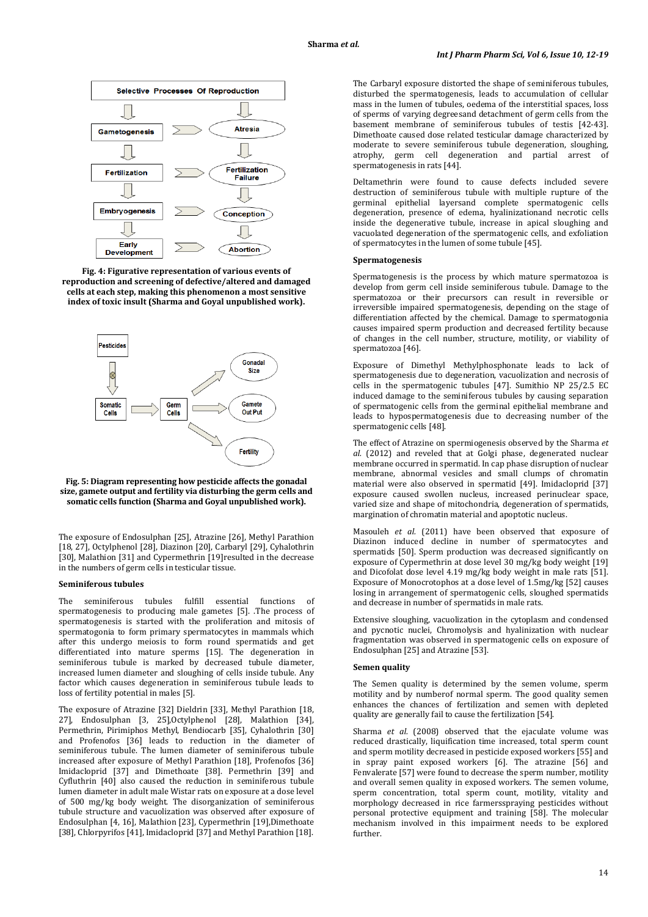Fig. 4: Figurative representation of various events of reproduction and screening of defective/altered and damaged cells at each step, making this phenomenon a most sensitive index of toxic insult (Sharma and Goyal unpublished work).

Fig. 5: Diagram representing how pesticide affects the gonadal size, gamete output and fertility via disturbing the germ cells and somatic cells function (Sharma and Goyal unpublished work).

The exposure of Endosulphan [25], Atrazine [26], Methyl Parathion [18, 27], Octylphenol [28], Diazinon [20], Carbaryl [29], Cyhalothrin [30], Malathion [31] and Cypermethrin [19]resulted in the decrease in the numbers of germ cells in testicular tissue.

### Seminiferous tubules

The seminiferous tubules fulfill essential functions of spermatogenesis to producing male gametes [5]. .The process of spermatogenesis is started with the proliferation and mitosis of spermatogonia to form primary spermatocytes in mammals which after this undergo meiosis to form round spermatids and get differentiated into mature sperms [15]. The degeneration in seminiferous tubule is marked by decreased tubule diameter, increased lumen diameter and sloughing of cells inside tubule. Any factor which causes degeneration in seminiferous tubule leads to loss of fertility potential in males [5].

The exposure of Atrazine [32] Dieldrin [33], Methyl Parathion [18, 27], Endosulphan [3, 25],Octylphenol [28], Malathion [34], Permethrin, Pirimiphos Methyl, Bendiocarb [35], Cyhalothrin [30] and Profenofos [36] leads to reduction in the diameter of seminiferous tubule. The lumen diameter of seminiferous tubule increased after exposure of Methyl Parathion [18], Profenofos [36] Imidacloprid [37] and Dimethoate [38]. Permethrin [39] and Cyfluthrin [40] also caused the reduction in seminiferous tubule lumen diameter in adult male Wistar rats on exposure at a dose level of 500 mg/kg body weight. The disorganization of seminiferous tubule structure and vacuolization was observed after exposure of Endosulphan [4, 16], Malathion [23], Cypermethrin [19],Dimethoate [38], Chlorpyrifos [41], Imidacloprid [37] and Methyl Parathion [18].

The Carbaryl exposure distorted the shape of seminiferous tubules, disturbed the spermatogenesis, leads to accumulation of cellular mass in the lumen of tubules, oedema of the interstitial spaces, loss of sperms of varying degreesand detachment of germ cells from the basement membrane of seminiferous tubules of testis [42-43]. Dimethoate caused dose related testicular damage characterized by moderate to severe seminiferous tubule degeneration, sloughing, atrophy, germ cell degeneration and partial arrest of spermatogenesis in rats [44].

Deltamethrin were found to cause defects included severe destruction of seminiferous tubule with multiple rupture of the germinal epithelial layersand complete spermatogenic cells degeneration, presence of edema, hyalinizationand necrotic cells inside the degenerative tubule, increase in apical sloughing and vacuolated degeneration of the spermatogenic cells, and exfoliation of spermatocytes in the lumen of some tubule [45].

### Spermatogenesis

Spermatogenesis is the process by which mature spermatozoa is develop from germ cell inside seminiferous tubule. Damage to the spermatozoa or their precursors can result in reversible or irreversible impaired spermatogenesis, depending on the stage of differentiation affected by the chemical. Damage to spermatogonia causes impaired sperm production and decreased fertility because of changes in the cell number, structure, motility, or viability of spermatozoa [46].

Exposure of Dimethyl Methylphosphonate leads to lack of spermatogenesis due to degeneration, vacuolization and necrosis of cells in the spermatogenic tubules [47]. Sumithio NP 25/2.5 EC induced damage to the seminiferous tubules by causing separation of spermatogenic cells from the germinal epithelial membrane and leads to hypospermatogenesis due to decreasing number of the spermatogenic cells [48].

The effect of Atrazine on spermiogenesis observed by the Sharma *et al.* (2012) and reveled that at Golgi phase, degenerated nuclear membrane occurred in spermatid. In cap phase disruption of nuclear membrane, abnormal vesicles and small clumps of chromatin material were also observed in spermatid [49]. Imidacloprid [37] exposure caused swollen nucleus, increased perinuclear space, varied size and shape of mitochondria, degeneration of spermatids, margination of chromatin material and apoptotic nucleus.

Masouleh *et al.* (2011) have been observed that exposure of Diazinon induced decline in number of spermatocytes and spermatids [50]. Sperm production was decreased significantly on exposure of Cypermethrin at dose level 30 mg/kg body weight [19] and Dicofolat dose level 4.19 mg/kg body weight in male rats [51]. Exposure of Monocrotophos at a dose level of 1.5mg/kg [52] causes losing in arrangement of spermatogenic cells, sloughed spermatids and decrease in number of spermatids in male rats.

Extensive sloughing, vacuolization in the cytoplasm and condensed and pycnotic nuclei, Chromolysis and hyalinization with nuclear fragmentation was observed in spermatogenic cells on exposure of Endosulphan [25] and Atrazine [53].

### Semen quality

The Semen quality is determined by the semen volume, sperm motility and by numberof normal sperm. The good quality semen enhances the chances of fertilization and semen with depleted quality are generally fail to cause the fertilization [54].

Sharma *et al.* (2008) observed that the ejaculate volume was reduced drastically, liquification time increased, total sperm count and sperm motility decreased in pesticide exposed workers [55] and in spray paint exposed workers [6]. The atrazine [56] and Fenvalerate [57] were found to decrease the sperm number, motility and overall semen quality in exposed workers. The semen volume, sperm concentration, total sperm count, motility, vitality and morphology decreased in rice farmersspraying pesticides without personal protective equipment and training [58]. The molecular mechanism involved in this impairment needs to be explored further.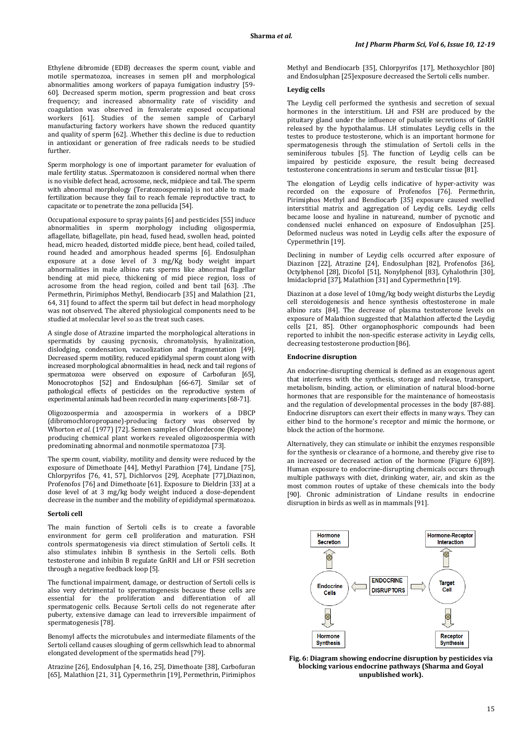Ethylene dibromide (EDB) decreases the sperm count, viable and motile spermatozoa, increases in semen pH and morphological abnormalities among workers of papaya fumigation industry [59-60]. Decreased sperm motion, sperm progression and beat cross frequency; and increased abnormality rate of viscidity and coagulation was observed in fenvalerate exposed occupational workers [61]. Studies of the semen sample of Carbaryl manufacturing factory workers have shown the reduced quantity and quality of sperm [62]. .Whether this decline is due to reduction in antioxidant or generation of free radicals needs to be studied further.

Sperm morphology is one of important parameter for evaluation of male fertility status. .Spermatozoon is considered normal when there is no visible defect head, acrosome, neck, midpiece and tail. The sperm with abnormal morphology (Teratozoospermia) is not able to made fertilization because they fail to reach female reproductive tract, to capacitate or to penetrate the zona pellucida [54].

Occupational exposure to spray paints [6] and pesticides [55] induce abnormalities in sperm morphology including oligospermia, aflagellate, biflagellate, pin head, fused head, swollen head, pointed head, micro headed, distorted middle piece, bent head, coiled tailed, round headed and amorphous headed sperms [6]. Endosulphan exposure at a dose level of 3 mg/Kg body weight impart abnormalities in male albino rats sperms like abnormal flagellar bending at mid piece, thickening of mid piece region, loss of acrosome from the head region, coiled and bent tail [63]. .The Permethrin, Pirimiphos Methyl, Bendiocarb [35] and Malathion [21, 64, 31] found to affect the sperm tail but defect in head morphology was not observed. The altered physiological components need to be studied at molecular level so as the treat such cases.

A single dose of Atrazine imparted the morphological alterations in spermatids by causing pycnosis, chromatolysis, hyalinization, dislodging, condensation, vacuolization and fragmentation [49]. Decreased sperm motility, reduced epididymal sperm count along with increased morphological abnormalities in head, neck and tail regions of spermatozoa were observed on exposure of Carbofuran [65], Monocrotophos [52] and Endosulphan [66-67]. Similar set of pathological effects of pesticides on the reproductive system of experimental animals had been recorded in many experiments [68-71].

Oligozoospermia and azoospermia in workers of a DBCP (dibromochloropropane)-producing factory was observed by Whorton *et al.* (1977) [72]. Semen samples of Chlordecone (Kepone) producing chemical plant workers revealed oligozoospermia with predominating abnormal and nonmotile spermatozoa [73].

The sperm count, viability, motility and density were reduced by the exposure of Dimethoate [44], Methyl Parathion [74], Lindane [75], Chlorpyrifos [76, 41, 57], Dichlorvos [29], Acephate [77],Diazinon, Profenofos [76] and Dimethoate [61]. Exposure to Dieldrin [33] at a dose level of at 3 mg/kg body weight induced a dose-dependent decrease in the number and the mobility of epididymal spermatozoa.

### Sertoli cell

The main function of Sertoli cells is to create a favorable environment for germ cell proliferation and maturation. FSH controls spermatogenesis via direct stimulation of Sertoli cells. It also stimulates inhibin B synthesis in the Sertoli cells. Both testosterone and inhibin B regulate GnRH and LH or FSH secretion through a negative feedback loop [5].

The functional impairment, damage, or destruction of Sertoli cells is also very detrimental to spermatogenesis because these cells are essential for the proliferation and differentiation of all spermatogenic cells. Because Sertoli cells do not regenerate after puberty, extensive damage can lead to irreversible impairment of spermatogenesis [78].

Benomyl affects the microtubules and intermediate filaments of the Sertoli celland causes sloughing of germ cellswhich lead to abnormal elongated development of the spermatids head [79].

Atrazine [26], Endosulphan [4, 16, 25], Dimethoate [38], Carbofuran [65], Malathion [21, 31], Cypermethrin [19], Permethrin, Pirimiphos Methyl and Bendiocarb [35], Chlorpyrifos [17], Methoxychlor [80] and Endosulphan [25]exposure decreased the Sertoli cells number.

### Leydig cells

The Leydig cell performed the synthesis and secretion of sexual hormones in the interstitium. LH and FSH are produced by the pituitary gland under the influence of pulsatile secretions of GnRH released by the hypothalamus. LH stimulates Leydig cells in the testes to produce testosterone, which is an important hormone for spermatogenesis through the stimulation of Sertoli cells in the seminiferous tubules [5]. The function of Leydig cells can be impaired by pesticide exposure, the result being decreased testosterone concentrations in serum and testicular tissue [81].

The elongation of Leydig cells indicative of hyper-activity was recorded on the exposure of Profenofos [76]. Permethrin, Pirimiphos Methyl and Bendiocarb [35] exposure caused swelled interstitial matrix and aggregation of Leydig cells. Leydig cells became loose and hyaline in natureand, number of pycnotic and condensed nuclei enhanced on exposure of Endosulphan [25]. Deformed nucleus was noted in Leydig cells after the exposure of Cypermethrin [19].

Declining in number of Leydig cells occurred after exposure of Diazinon [22], Atrazine [24], Endosulphan [82], Profenofos [36], Octylphenol [28], Dicofol [51], Nonylphenol [83], Cyhalothrin [30], Imidacloprid [37], Malathion [31] and Cypermethrin [19].

Diazinon at a dose level of 10mg/kg body weight disturbs the Leydig cell steroidogenesis and hence synthesis oftestosterone in male albino rats [84]. The decrease of plasma testosterone levels on exposure of Malathion suggested that Malathion affected the Leydig cells [21, 85]. Other organophosphoric compounds had been reported to inhibit the non-specific esterase activity in Leydig cells, decreasing testosterone production [86].

### Endocrine disruption

An endocrine-disrupting chemical is defined as an exogenous agent that interferes with the synthesis, storage and release, transport, metabolism, binding, action, or elimination of natural blood-borne hormones that are responsible for the maintenance of homeostasis and the regulation of developmental processes in the body [87-88]. Endocrine disruptors can exert their effects in many ways. They can either bind to the hormone's receptor and mimic the hormone, or block the action of the hormone.

Alternatively, they can stimulate or inhibit the enzymes responsible for the synthesis or clearance of a hormone, and thereby give rise to an increased or decreased action of the hormone (Figure 6)[89]. Human exposure to endocrine-disrupting chemicals occurs through multiple pathways with diet, drinking water, air, and skin as the most common routes of uptake of these chemicals into the body [90]. Chronic administration of Lindane results in endocrine disruption in birds as well as in mammals [91].

**Fig. 6: Diagram showing endocrine disruption by pesticides via blocking various endocrine pathways (Sharma and Goyal unpublished work).**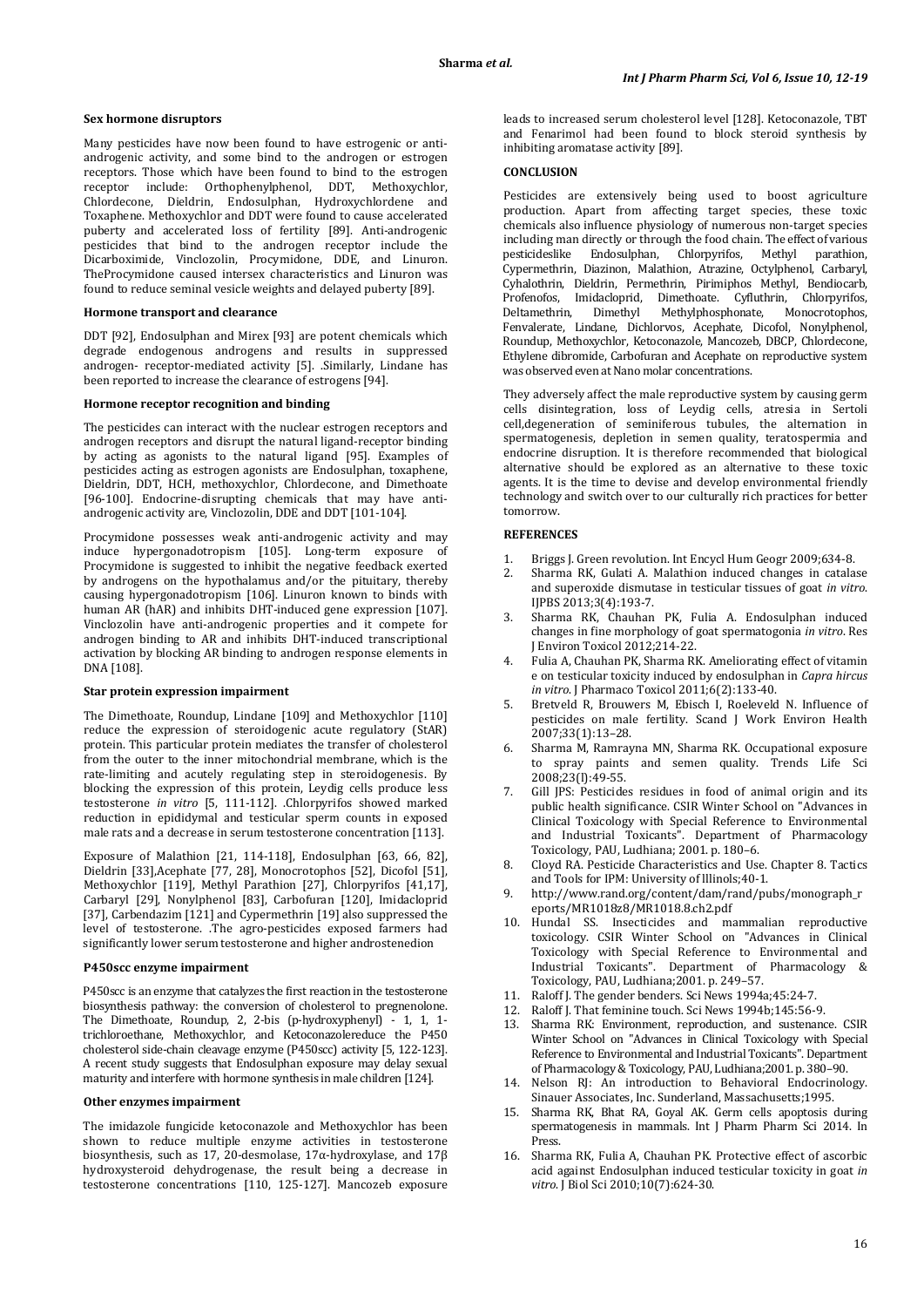#### Sex hormone disruptors

Many pesticides have now been found to have estrogenic or anti-androgenic activity, and some bind to the androgen or estrogen receptors. Those which have been found to bind to the estrogen receptor include: Orthophenylphenol, DDT, Methoxychlor, Chlordecone, Dieldrin, Endosulphan, Hydroxychlordene and Toxaphene. Methoxychlor and DDT were found to cause accelerated puberty and accelerated loss of fertility [89]. Anti-androgenic pesticides that bind to the androgen receptor include the Dicarboximide, Vinclozolin, Procymidone, DDE, and Linuron. TheProcymidone caused intersex characteristics and Linuron was found to reduce seminal vesicle weights and delayed puberty [89].

#### Hormone transport and clearance

DDT [92], Endosulphan and Mirex [93] are potent chemicals which degrade endogenous androgens and results in suppressed androgen- receptor-mediated activity [5]. .Similarly, Lindane has been reported to increase the clearance of estrogens [94].

#### Hormone receptor recognition and binding

The pesticides can interact with the nuclear estrogen receptors and androgen receptors and disrupt the natural ligand-receptor binding by acting as agonists to the natural ligand [95]. Examples of pesticides acting as estrogen agonists are Endosulphan, toxaphene, Dieldrin, DDT, HCH, methoxychlor, Chlordecone, and Dimethoate [96-100]. Endocrine-disrupting chemicals that may have anti-androgenic activity are, Vinclozolin, DDE and DDT [101-104].

Procymidone possesses weak anti-androgenic activity and may induce hypergonadotropism [105]. Long-term exposure of Procymidone is suggested to inhibit the negative feedback exerted by androgens on the hypothalamus and/or the pituitary, thereby causing hypergonadotropism [106]. Linuron known to binds with human AR (hAR) and inhibits DHT-induced gene expression [107]. Vinclozolin have anti-androgenic properties and it compete for androgen binding to AR and inhibits DHT-induced transcriptional activation by blocking AR binding to androgen response elements in DNA [108].

#### Star protein expression impairment

The Dimethoate, Roundup, Lindane [109] and Methoxychlor [110] reduce the expression of steroidogenic acute regulatory (StAR) protein. This particular protein mediates the transfer of cholesterol from the outer to the inner mitochondrial membrane, which is the rate-limiting and acutely regulating step in steroidogenesis. By blocking the expression of this protein, Leydig cells produce less testosterone *in vitro* [5, 111-112]. .Chlorpyrifos showed marked reduction in epididymal and testicular sperm counts in exposed male rats and a decrease in serum testosterone concentration [113].

Exposure of Malathion [21, 114-118], Endosulphan [63, 66, 82], Dieldrin [33],Acephate [77, 28], Monocrotophos [52], Dicofol [51], Methoxychlor [119], Methyl Parathion [27], Chlorpyrifos [41,17], Carbaryl [29], Nonylphenol [83], Carbofuran [120], Imidacloprid [37], Carbendazim [121] and Cypermethrin [19] also suppressed the level of testosterone. .The agro-pesticides exposed farmers had significantly lower serum testosterone and higher androstenedion

#### P450scc enzyme impairment

P450scc is an enzyme that catalyzes the first reaction in the testosterone biosynthesis pathway: the conversion of cholesterol to pregnenolone. The Dimethoate, Roundup, 2, 2-bis (p-hydroxyphenyl) - 1, 1, 1-trichloroethane, Methoxychlor, and Ketoconazolereduce the P450 cholesterol side-chain cleavage enzyme (P450scc) activity [5, 122-123]. A recent study suggests that Endosulphan exposure may delay sexual maturity and interfere with hormone synthesis in male children [124].

#### Other enzymes impairment

The imidazole fungicide ketoconazole and Methoxychlor has been shown to reduce multiple enzyme activities in testosterone biosynthesis, such as 17, 20-desmolase, 17α-hydroxylase, and 17β hydroxysteroid dehydrogenase, the result being a decrease in testosterone concentrations [110, 125-127]. Mancozeb exposure leads to increased serum cholesterol level [128]. Ketoconazole, TBT and Fenarimol had been found to block steroid synthesis by inhibiting aromatase activity [89].

#### CONCLUSION

Pesticides are extensively being used to boost agriculture production. Apart from affecting target species, these toxic chemicals also influence physiology of numerous non-target species including man directly or through the food chain. The effect of various pesticideslike Endosulphan, Chlorpyrifos, Methyl parathion, Cypermethrin, Diazinon, Malathion, Atrazine, Octylphenol, Carbaryl, Cyhalothrin, Dieldrin, Permethrin, Pirimiphos Methyl, Bendiocarb, Profenofos, Imidacloprid, Dimethoate. Cyfluthrin, Chlorpyrifos, Deltamethrin, Dimethyl Methylphosphonate, Monocrotophos, Fenvalerate, Lindane, Dichlorvos, Acephate, Dicofol, Nonylphenol, Roundup, Methoxychlor, Ketoconazole, Mancozeb, DBCP, Chlordecone, Ethylene dibromide, Carbofuran and Acephate on reproductive system was observed even at Nano molar concentrations.

They adversely affect the male reproductive system by causing germ cells disintegration, loss of Leydig cells, atresia in Sertoli cell,degeneration of seminiferous tubules, the alternation in spermatogenesis, depletion in semen quality, teratospermia and endocrine disruption. It is therefore recommended that biological alternative should be explored as an alternative to these toxic agents. It is the time to devise and develop environmental friendly technology and switch over to our culturally rich practices for better tomorrow.

#### REFERENCES

1. Briggs J. Green revolution. Int Encycl Hum Geogr 2009;634-8.
2. Sharma RK, Gulati A. Malathion induced changes in catalase and superoxide dismutase in testicular tissues of goat *in vitro*. IJPBS 2013;3(4):193-7.
3. Sharma RK, Chauhan PK, Fulia A. Endosulphan induced changes in fine morphology of goat spermatogonia *in vitro*. Res J Environ Toxicol 2012;214-22.
4. Fulia A, Chauhan PK, Sharma RK. Ameliorating effect of vitamin e on testicular toxicity induced by endosulphan in *Capra hircus in vitro*. J Pharmaco Toxicol 2011;6(2):133-40.
5. Bretveld R, Brouwers M, Ebisch I, Roeleveld N. Influence of pesticides on male fertility. Scand J Work Environ Health 2007;33(1):13–28.
6. Sharma M, Ramrayna MN, Sharma RK. Occupational exposure to spray paints and semen quality. Trends Life Sci 2008;23(l):49-55.
7. Gill JPS: Pesticides residues in food of animal origin and its public health significance. CSIR Winter School on "Advances in Clinical Toxicology with Special Reference to Environmental and Industrial Toxicants". Department of Pharmacology Toxicology, PAU, Ludhiana; 2001. p. 180–6.
8. Cloyd RA. Pesticide Characteristics and Use. Chapter 8. Tactics and Tools for IPM: University of lllinols;40-1.
9. http://www.rand.org/content/dam/rand/pubs/monograph_reports/MR1018z8/MR1018.8.ch2.pdf
10. Hundal SS. Insecticides and mammalian reproductive toxicology. CSIR Winter School on "Advances in Clinical Toxicology with Special Reference to Environmental and Industrial Toxicants". Department of Pharmacology & Toxicology, PAU, Ludhiana;2001. p. 249–57.
11. Raloff J. The gender benders. Sci News 1994a;45:24-7.
12. Raloff J. That feminine touch. Sci News 1994b;145:56-9.
13. Sharma RK: Environment, reproduction, and sustenance. CSIR Winter School on "Advances in Clinical Toxicology with Special Reference to Environmental and Industrial Toxicants". Department of Pharmacology & Toxicology, PAU, Ludhiana;2001. p. 380–90.
14. Nelson RJ: An introduction to Behavioral Endocrinology. Sinauer Associates, Inc. Sunderland, Massachusetts;1995.
15. Sharma RK, Bhat RA, Goyal AK. Germ cells apoptosis during spermatogenesis in mammals. Int J Pharm Pharm Sci 2014. In Press.
16. Sharma RK, Fulia A, Chauhan PK. Protective effect of ascorbic acid against Endosulphan induced testicular toxicity in goat *in vitro*. J Biol Sci 2010;10(7):624-30.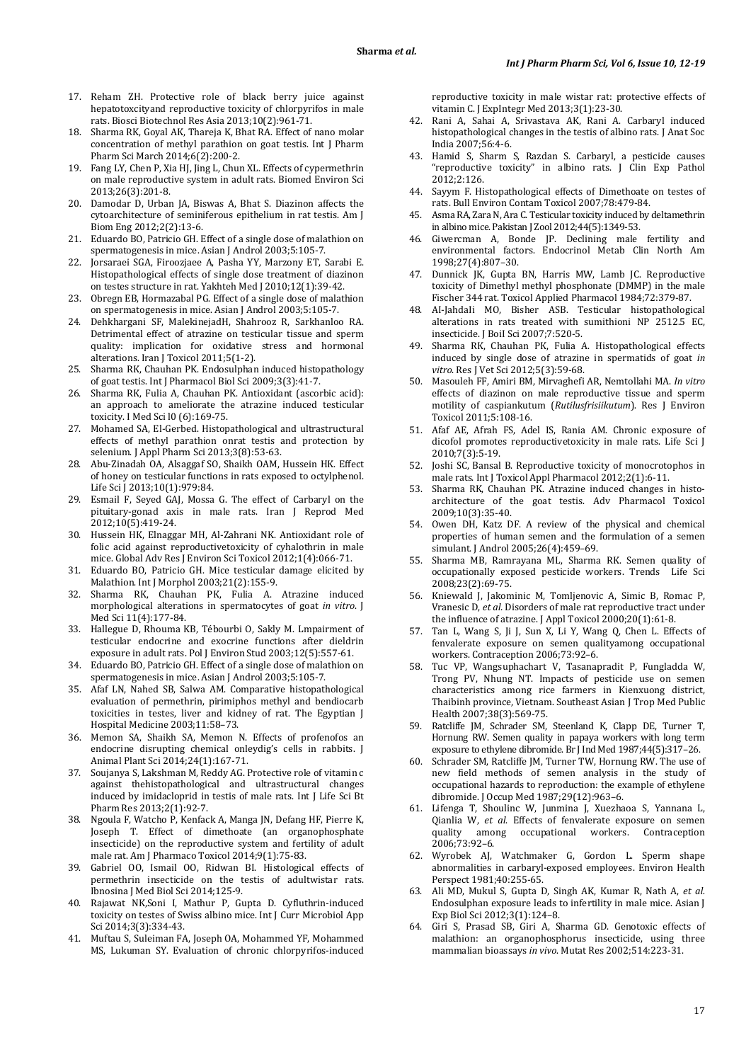17. Reham ZH. Protective role of black berry juice against hepatotoxcityand reproductive toxicity of chlorpyrifos in male rats. Biosci Biotechnol Res Asia 2013;10(2):961-71.
18. Sharma RK, Goyal AK, Thareja K, Bhat RA. Effect of nano molar concentration of methyl parathion on goat testis. Int J Pharm Pharm Sci March 2014;6(2):200-2.
19. Fang LY, Chen P, Xia HJ, Jing L, Chun XL. Effects of cypermethrin on male reproductive system in adult rats. Biomed Environ Sci 2013;26(3):201-8.
20. Damodar D, Urban JA, Biswas A, Bhat S. Diazinon affects the cytoarchitecture of seminiferous epithelium in rat testis. Am J Biom Eng 2012;2(2):13-6.
21. Eduardo BO, Patricio GH. Effect of a single dose of malathion on spermatogenesis in mice. Asian J Androl 2003;5:105-7.
22. Jorsaraei SGA, Firoozjaee A, Pasha YY, Marzony ET, Sarabi E. Histopathological effects of single dose treatment of diazinon on testes structure in rat. Yakhteh Med J 2010;12(1):39-42.
23. Obregn EB, Hormazabal PG. Effect of a single dose of malathion on spermatogenesis in mice. Asian J Androl 2003;5:105-7.
24. Dehkhargani SF, MalekinejadH, Shahrooz R, Sarkhanloo RA. Detrimental effect of atrazine on testicular tissue and sperm quality: implication for oxidative stress and hormonal alterations. Iran J Toxicol 2011;5(1-2).
25. Sharma RK, Chauhan PK. Endosulphan induced histopathology of goat testis. Int J Pharmacol Biol Sci 2009;3(3):41-7.
26. Sharma RK, Fulia A, Chauhan PK. Antioxidant (ascorbic acid): an approach to ameliorate the atrazine induced testicular toxicity. I Med Sci l0 (6):169-75.
27. Mohamed SA, El-Gerbed. Histopathological and ultrastructural effects of methyl parathion onrat testis and protection by selenium. J Appl Pharm Sci 2013;3(8):53-63.
28. Abu-Zinadah OA, Alsaggaf SO, Shaikh OAM, Hussein HK. Effect of honey on testicular functions in rats exposed to octylphenol. Life Sci J 2013;10(1):979:84.
29. Esmail F, Seyed GAJ, Mossa G. The effect of Carbaryl on the pituitary-gonad axis in male rats. Iran J Reprod Med 2012;10(5):419-24.
30. Hussein HK, Elnaggar MH, Al-Zahrani NK. Antioxidant role of folic acid against reproductivetoxicity of cyhalothrin in male mice. Global Adv Res J Environ Sci Toxicol 2012;1(4):066-71.
31. Eduardo BO, Patricio GH. Mice testicular damage elicited by Malathion. Int J Morphol 2003;21(2):155-9.
32. Sharma RK, Chauhan PK, Fulia A. Atrazine induced morphological alterations in spermatocytes of goat *in vitro*. J Med Sci 11(4):177-84.
33. Hallegue D, Rhouma KB, Tébourbi O, Sakly M. Lmpairment of testicular endocrine and exocrine functions after dieldrin exposure in adult rats. Pol J Environ Stud 2003;12(5):557-61.
34. Eduardo BO, Patricio GH. Effect of a single dose of malathion on spermatogenesis in mice. Asian J Androl 2003;5:105-7.
35. Afaf LN, Nahed SB, Salwa AM. Comparative histopathological evaluation of permethrin, pirimiphos methyl and bendiocarb toxicities in testes, liver and kidney of rat. The Egyptian J Hospital Medicine 2003;11:58–73.
36. Memon SA, Shaikh SA, Memon N. Effects of profenofos an endocrine disrupting chemical onleydig's cells in rabbits. J Animal Plant Sci 2014;24(1):167-71.
37. Soujanya S, Lakshman M, Reddy AG. Protective role of vitamin c against thehistopathological and ultrastructural changes induced by imidacloprid in testis of male rats. Int J Life Sci Bt Pharm Res 2013;2(1):92-7.
38. Ngoula F, Watcho P, Kenfack A, Manga JN, Defang HF, Pierre K, Joseph T. Effect of dimethoate (an organophosphate insecticide) on the reproductive system and fertility of adult male rat. Am J Pharmaco Toxicol 2014;9(1):75-83.
39. Gabriel OO, Ismail OO, Ridwan BI. Histological effects of permethrin insecticide on the testis of adultwistar rats. Ibnosina J Med Biol Sci 2014;125-9.
40. Rajawat NK,Soni I, Mathur P, Gupta D. Cyfluthrin-induced toxicity on testes of Swiss albino mice. Int J Curr Microbiol App Sci 2014;3(3):334-43.
41. Muftau S, Suleiman FA, Joseph OA, Mohammed YF, Mohammed MS, Lukuman SY. Evaluation of chronic chlorpyrifos-induced reproductive toxicity in male wistar rat: protective effects of vitamin C. J ExpIntegr Med 2013;3(1):23-30.
42. Rani A, Sahai A, Srivastava AK, Rani A. Carbaryl induced histopathological changes in the testis of albino rats. J Anat Soc India 2007;56:4-6.
43. Hamid S, Sharm S, Razdan S. Carbaryl, a pesticide causes "reproductive toxicity" in albino rats. J Clin Exp Pathol 2012;2:126.
44. Sayym F. Histopathological effects of Dimethoate on testes of rats. Bull Environ Contam Toxicol 2007;78:479-84.
45. Asma RA, Zara N, Ara C. Testicular toxicity induced by deltamethrin in albino mice. Pakistan J Zool 2012;44(5):1349-53.
46. Giwercman A, Bonde JP. Declining male fertility and environmental factors. Endocrinol Metab Clin North Am 1998;27(4):807–30.
47. Dunnick JK, Gupta BN, Harris MW, Lamb JC. Reproductive toxicity of Dimethyl methyl phosphonate (DMMP) in the male Fischer 344 rat. Toxicol Applied Pharmacol 1984;72:379-87.
48. Al-Jahdali MO, Bisher ASB. Testicular histopathological alterations in rats treated with sumithioni NP 2512.5 EC, insecticide. J Boil Sci 2007;7:520-5.
49. Sharma RK, Chauhan PK, Fulia A. Histopathological effects induced by single dose of atrazine in spermatids of goat *in vitro*. Res J Vet Sci 2012;5(3):59-68.
50. Masouleh FF, Amiri BM, Mirvaghefi AR, Nemtollahi MA. *In vitro* effects of diazinon on male reproductive tissue and sperm motility of caspiankutum (*Rutilusfrisiikutum*). Res J Environ Toxicol 2011;5:108-16.
51. Afaf AE, Afrah FS, Adel IS, Rania AM. Chronic exposure of dicofol promotes reproductivetoxicity in male rats. Life Sci J 2010;7(3):5-19.
52. Joshi SC, Bansal B. Reproductive toxicity of monocrotophos in male rats. Int J Toxicol Appl Pharmacol 2012;2(1):6-11.
53. Sharma RK, Chauhan PK. Atrazine induced changes in histo-architecture of the goat testis. Adv Pharmacol Toxicol 2009;10(3):35-40.
54. Owen DH, Katz DF. A review of the physical and chemical properties of human semen and the formulation of a semen simulant. J Androl 2005;26(4):459–69.
55. Sharma MB, Ramrayana ML, Sharma RK. Semen quality of occupationally exposed pesticide workers. Trends Life Sci 2008;23(2):69-75.
56. Kniewald J, Jakominic M, Tomljenovic A, Simic B, Romac P, Vranesic D, *et al*. Disorders of male rat reproductive tract under the influence of atrazine. J Appl Toxicol 2000;20(1):61-8.
57. Tan L, Wang S, Ji J, Sun X, Li Y, Wang Q, Chen L. Effects of fenvalerate exposure on semen qualityamong occupational workers. Contraception 2006;73:92–6.
58. Tuc VP, Wangsuphachart V, Tasanapradit P, Fungladda W, Trong PV, Nhung NT. Impacts of pesticide use on semen characteristics among rice farmers in Kienxuong district, Thaibinh province, Vietnam. Southeast Asian J Trop Med Public Health 2007;38(3):569-75.
59. Ratcliffe JM, Schrader SM, Steenland K, Clapp DE, Turner T, Hornung RW. Semen quality in papaya workers with long term exposure to ethylene dibromide. Br J Ind Med 1987;44(5):317–26.
60. Schrader SM, Ratcliffe JM, Turner TW, Hornung RW. The use of new field methods of semen analysis in the study of occupational hazards to reproduction: the example of ethylene dibromide. J Occup Med 1987;29(12):963–6.
61. Lifenga T, Shoulinc W, Junmina J, Xuezhaoa S, Yannana L, Qianlia W, *et al*. Effects of fenvalerate exposure on semen quality among occupational workers. Contraception 2006;73:92–6.
62. Wyrobek AJ, Watchmaker G, Gordon L. Sperm shape abnormalities in carbaryl-exposed employees. Environ Health Perspect 1981;40:255-65.
63. Ali MD, Mukul S, Gupta D, Singh AK, Kumar R, Nath A, *et al*. Endosulphan exposure leads to infertility in male mice. Asian J Exp Biol Sci 2012;3(1):124–8.
64. Giri S, Prasad SB, Giri A, Sharma GD. Genotoxic effects of malathion: an organophosphorus insecticide, using three mammalian bioassays *in vivo*. Mutat Res 2002;514:223-31.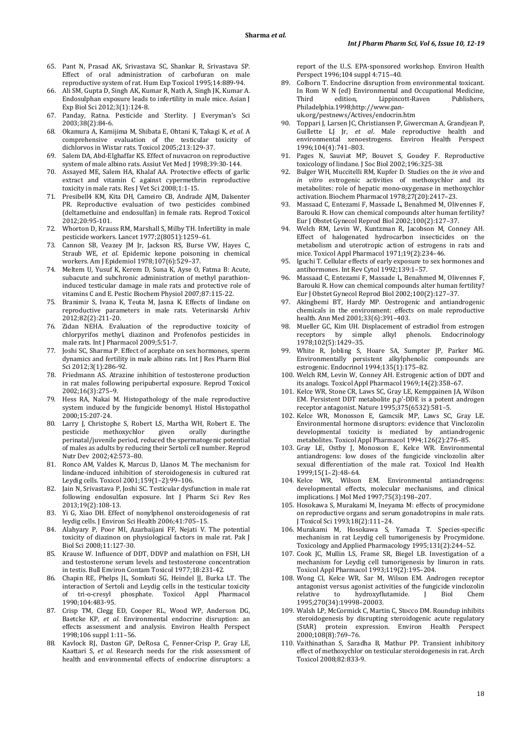65. Pant N, Prasad AK, Srivastava SC, Shankar R, Srivastava SP. Effect of oral administration of carbofuran on male reproductive system of rat. Hum Exp Toxicol 1995;14:889-94.
66. Ali SM, Gupta D, Singh AK, Kumar R, Nath A, Singh JK, Kumar A. Endosulphan exposure leads to infertility in male mice. Asian J Exp Biol Sci 2012;3(1):124-8.
67. Panday, Ratna. Pesticide and Sterlity. J Everyman's Sci 2003;38(2):84-6.
68. Okamura A, Kamijima M, Shibata E, Ohtani K, Takagi K, *et al*. A comprehensive evaluation of the testicular toxicity of dichlorvos in Wistar rats. Toxicol 2005;213:129-37.
69. Salem DA, Abd-Elghaffar KS. Effect of nuvacron on reproductive system of male albino rats. Assiut Vet Med J 1998;39:30-144.
70. Assayed ME, Salem HA, Khalaf AA. Protective effects of garlic extract and vitamin C against cypermethrin reproductive toxicity in male rats. Res J Vet Sci 2008;1:1-15.
71. Presibell4 KM, Kita DH, Cameiro CB, Andrade AJM, Dalsenter PR. Reproductive evaluation of two pesticides combined (deltametluine and endosulfan) in female rats. Reprod Toxicol 2012;20:95-101.
72. Whorton D, Krauss RM, Marshall S, Milby TH. Infertility in male pesticide workers. Lancet 1977;2(8051):1259–61.
73. Cannon SB, Veazey JM Jr, Jackson RS, Burse VW, Hayes C, Straub WE, *et al*. Epidemic kepone poisoning in chemical workers. Am J Epidemiol 1978;107(6):529–37.
74. Meltem U, Yusuf K, Kerem D, Suna K, Ayse O, Fatma B: Acute, subacute and subchronic administration of methyl parathion-induced testicular damage in male rats and protective role of vitamins C and E. Pestic Biochem Physiol 2007;87:115-22.
75. Branimir S, Ivana K, Teuta M, Jasna K. Effects of lindane on reproductive parameters in male rats. Veterinarski Arhiv 2012;82(2):211-20.
76. Zidan NEHA. Evaluation of the reproductive toxicity of chlorpyrifos methyl, diazinon and Profenofos pesticides in male rats. Int J Pharmacol 2009;5:51-7.
77. Joshi SC, Sharma P. Effect of acephate on sex hormones, sperm dynamics and fertility in male albino rats. Int J Res Pharm Biol Sci 2012;3(1):286-92.
78. Friedmann AS. Atrazine inhibition of testosterone production in rat males following peripubertal exposure. Reprod Toxicol 2002;16(3):275–9.
79. Hess RA, Nakai M. Histopathology of the male reproductive system induced by the fungicide benomyl. Histol Histopathol 2000;15:207-24.
80. Larry J, Christophe S, Robert LS, Martha WH, Robert E. The pesticide methoxychlor given orally duringthe perinatal/juvenile period, reduced the spermatogenic potential of males as adults by reducing their Sertoli cell number. Reprod Nutr Dev 2002;42:573–80.
81. Ronco AM, Valdes K, Marcus D, Llanos M. The mechanism for lindane-induced inhibition of steroidogenesis in cultured rat Leydig cells. Toxicol 2001;159(1–2):99–106.
82. Jain N, Srivastava P, Joshi SC. Testicular dysfunction in male rat following endosulfan exposure. Int J Pharm Sci Rev Res 2013;19(2):108-13.
83. Yi G, Xiao DH. Effect of nonylphenol onsteroidogenesis of rat leydig cells. J Environ Sci Health 2006;41:705–15.
84. Alahyary P, Poor MI, Azarbaijani FF, Nejati V. The potential toxicity of diazinon on physiological factors in male rat. Pak J Biol Sci 2008;11:127-30.
85. Krause W. Influence of DDT, DDVP and malathion on FSH, LH and testosterone serum levels and testosterone concentration in testis. Bull Environ Contam Toxicol 1977;18:231-42.
86. Chapin RE, Phelps JL, Somkuti SG, Heindel JJ, Burka LT. The interaction of Sertoli and Leydig cells in the testicular toxicity of tri-o-cresyl phosphate. Toxicol Appl Pharmacol 1990;104:483-95.
87. Crisp TM, Clegg ED, Cooper RL, Wood WP, Anderson DG, Baetcke KP, *et al*. Environmental endocrine disruption: an effects assessment and analysis. Environ Health Perspect 1998;106 suppl 1:11–56.
88. Kavlock RJ, Daston GP, DeRosa C, Fenner-Crisp P, Gray LE, Kaattari S, *et al*. Research needs for the risk assessment of health and environmental effects of endocrine disruptors: a report of the U..S. EPA-sponsored workshop. Environ Health Perspect 1996;104 suppl 4:715–40.
89. Colborn T. Endocrine disruption from environmental toxicant. In Rom W N (ed) Environmental and Occupational Medicine, Third edition, Lippincott-Raven Publishers, Philadelphia.1998;http://www.pan-uk.org/pestnews/Actives/endocrin.htm
90. Toppari J, Larsen JC, Christiansen P, Giwercman A, Grandjean P, Guillette LJ Jr, *et al*. Male reproductive health and environmental xenoestrogens. Environ Health Perspect 1996;104(4):741–803.
91. Pages N, Sauviat MP, Bouvet S, Goudey F. Reproductive toxicology of lindane. J Soc Biol 2002;196:325-38.
92. Bulger WH, Muccitelli RM, Kupfer D. Studies on the *in vivo* and *in vitro* estrogenic activities of methoxychlor and its metabolites: role of hepatic mono-oxygenase in methoxychlor activation. Biochem Pharmacol 1978;27(20):2417–23.
93. Massaad C, Entezami F, Massade L, Benahmed M, Olivennes F, Barouki R. How can chemical compounds alter human fertility? Eur J Obstet Gynecol Reprod Biol 2002;100(2):127–37.
94. Welch RM, Levin W, Kuntzman R, Jacobson M, Conney AH. Effect of halogenated hydrocarbon insecticides on the metabolism and uterotropic action of estrogens in rats and mice. Toxicol Appl Pharmacol 1971;19(2):234–46.
95. Iguchi T. Cellular effects of early exposure to sex hormones and antihormones. Int Rev Cytol 1992;139:1–57.
96. Massaad C, Entezami F, Massade L, Benahmed M, Olivennes F, Barouki R. How can chemical compounds alter human fertility? Eur J Obstet Gynecol Reprod Biol 2002;100(2):127–37.
97. Akingbemi BT, Hardy MP. Oestrogenic and antiandrogenic chemicals in the environment: effects on male reproductive health. Ann Med 2001;33(6):391–403.
98. Mueller GC, Kim UH. Displacement of estradiol from estrogen receptors by simple alkyl phenols. Endocrinology 1978;102(5):1429–35.
99. White R, Jobling S, Hoare SA, Sumpter JP, Parker MG. Environmentally persistent alkylphenolic compounds are estrogenic. Endocrinol 1994;135(1):175–82.
100. Welch RM, Levin W, Conney AH. Estrogenic action of DDT and its analogs. Toxicol Appl Pharmacol 1969;14(2):358–67.
101. Kelce WR, Stone CR, Laws SC, Gray LE, Kemppainen JA, Wilson EM. Persistent DDT metabolite p,p′-DDE is a potent androgen receptor antagonist. Nature 1995;375(6532):581–5.
102. Kelce WR, Monosson E, Gamcsik MP, Laws SC, Gray LE. Environmental hormone disruptors: evidence that Vinclozolin developmental toxicity is mediated by antiandrogenic metabolites. Toxicol Appl Pharmacol 1994;126(2):276–85.
103. Gray LE, Ostby J, Monosson E, Kelce WR. Environmental antiandrogens: low doses of the fungicide vinclozolin alter sexual differentiation of the male rat. Toxicol Ind Health 1999;15(1–2):48–64.
104. Kelce WR, Wilson EM. Environmental antiandrogens: developmental effects, molecular mechanisms, and clinical implications. J Mol Med 1997;75(3):198–207.
105. Hosokawa S, Murakami M, Ineyama M: effects of procymidone on reproductive organs and serum gonadotropins in male rats. J Toxicol Sci 1993;18(2):111–24.
106. Murakami M, Hosokawa S, Yamada T. Species-specific mechanism in rat Leydig cell tumorigenesis by Procymidone. Toxicology and Applied Pharmacology 1995;131(2):244–52.
107. Cook JC, Mullin LS, Frame SR, Biegel LB. Investigation of a mechanism for Leydig cell tumorigenesis by linuron in rats. Toxicol Appl Pharmacol 1993;119(2):195–204.
108. Wong CI, Kelce WR, Sar M, Wilson EM. Androgen receptor antagonist versus agonist activities of the fungicide vinclozolin relative to hydroxyflutamide. J Biol Chem 1995;270(34):19998–20003.
109. Walsh LP, McCormick C, Martin C, Stocco DM. Roundup inhibits steroidogenesis by disrupting steroidogenic acute regulatory (StAR) protein expression. Environ Health Perspect 2000;108(8):769–76.
110. Vaithinathan S, Saradha B, Mathur PP. Transient inhibitory effect of methoxychlor on testicular steroidogenesis in rat. Arch Toxicol 2008;82:833-9.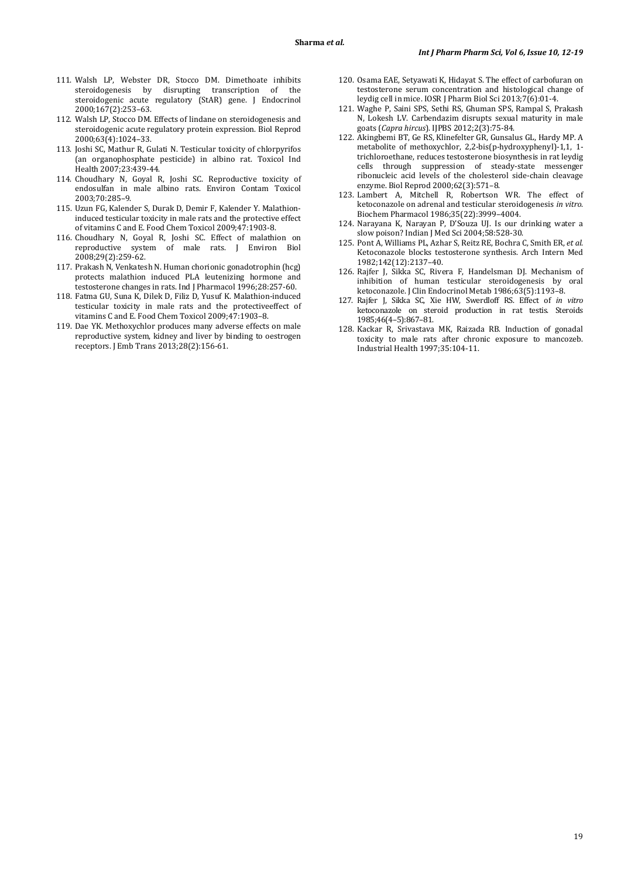111. Walsh LP, Webster DR, Stocco DM. Dimethoate inhibits steroidogenesis by disrupting transcription of the steroidogenic acute regulatory (StAR) gene. J Endocrinol 2000;167(2):253–63.
112. Walsh LP, Stocco DM. Effects of lindane on steroidogenesis and steroidogenic acute regulatory protein expression. Biol Reprod 2000;63(4):1024–33.
113. Joshi SC, Mathur R, Gulati N. Testicular toxicity of chlorpyrifos (an organophosphate pesticide) in albino rat. Toxicol Ind Health 2007;23:439-44.
114. Choudhary N, Goyal R, Joshi SC. Reproductive toxicity of endosulfan in male albino rats. Environ Contam Toxicol 2003;70:285–9.
115. Uzun FG, Kalender S, Durak D, Demir F, Kalender Y. Malathion-induced testicular toxicity in male rats and the protective effect of vitamins C and E. Food Chem Toxicol 2009;47:1903-8.
116. Choudhary N, Goyal R, Joshi SC. Effect of malathion on reproductive system of male rats. J Environ Biol 2008;29(2):259-62.
117. Prakash N, Venkatesh N. Human chorionic gonadotrophin (hcg) protects malathion induced PLA leutenizing hormone and testosterone changes in rats. Ind J Pharmacol 1996;28:257-60.
118. Fatma GU, Suna K, Dilek D, Filiz D, Yusuf K. Malathion-induced testicular toxicity in male rats and the protectiveeffect of vitamins C and E. Food Chem Toxicol 2009;47:1903–8.
119. Dae YK. Methoxychlor produces many adverse effects on male reproductive system, kidney and liver by binding to oestrogen receptors. J Emb Trans 2013;28(2):156-61.
120. Osama EAE, Setyawati K, Hidayat S. The effect of carbofuran on testosterone serum concentration and histological change of leydig cell in mice. IOSR J Pharm Biol Sci 2013;7(6):01-4.
121. Waghe P, Saini SPS, Sethi RS, Ghuman SPS, Rampal S, Prakash N, Lokesh LV. Carbendazim disrupts sexual maturity in male goats (*Capra hircus*). IJPBS 2012;2(3):75-84.
122. Akingbemi BT, Ge RS, Klinefelter GR, Gunsalus GL, Hardy MP. A metabolite of methoxychlor, 2,2-bis(p-hydroxyphenyl)-1,1, 1-trichloroethane, reduces testosterone biosynthesis in rat leydig cells through suppression of steady-state messenger ribonucleic acid levels of the cholesterol side-chain cleavage enzyme. Biol Reprod 2000;62(3):571–8.
123. Lambert A, Mitchell R, Robertson WR. The effect of ketoconazole on adrenal and testicular steroidogenesis *in vitro*. Biochem Pharmacol 1986;35(22):3999–4004.
124. Narayana K, Narayan P, D'Souza UJ. Is our drinking water a slow poison? Indian J Med Sci 2004;58:528-30.
125. Pont A, Williams PL, Azhar S, Reitz RE, Bochra C, Smith ER, *et al*. Ketoconazole blocks testosterone synthesis. Arch Intern Med 1982;142(12):2137–40.
126. Rajfer J, Sikka SC, Rivera F, Handelsman DJ. Mechanism of inhibition of human testicular steroidogenesis by oral ketoconazole. J Clin Endocrinol Metab 1986;63(5):1193–8.
127. Rajfer J, Sikka SC, Xie HW, Swerdloff RS. Effect of *in vitro* ketoconazole on steroid production in rat testis. Steroids 1985;46(4–5):867–81.
128. Kackar R, Srivastava MK, Raizada RB. Induction of gonadal toxicity to male rats after chronic exposure to mancozeb. Industrial Health 1997;35:104-11.